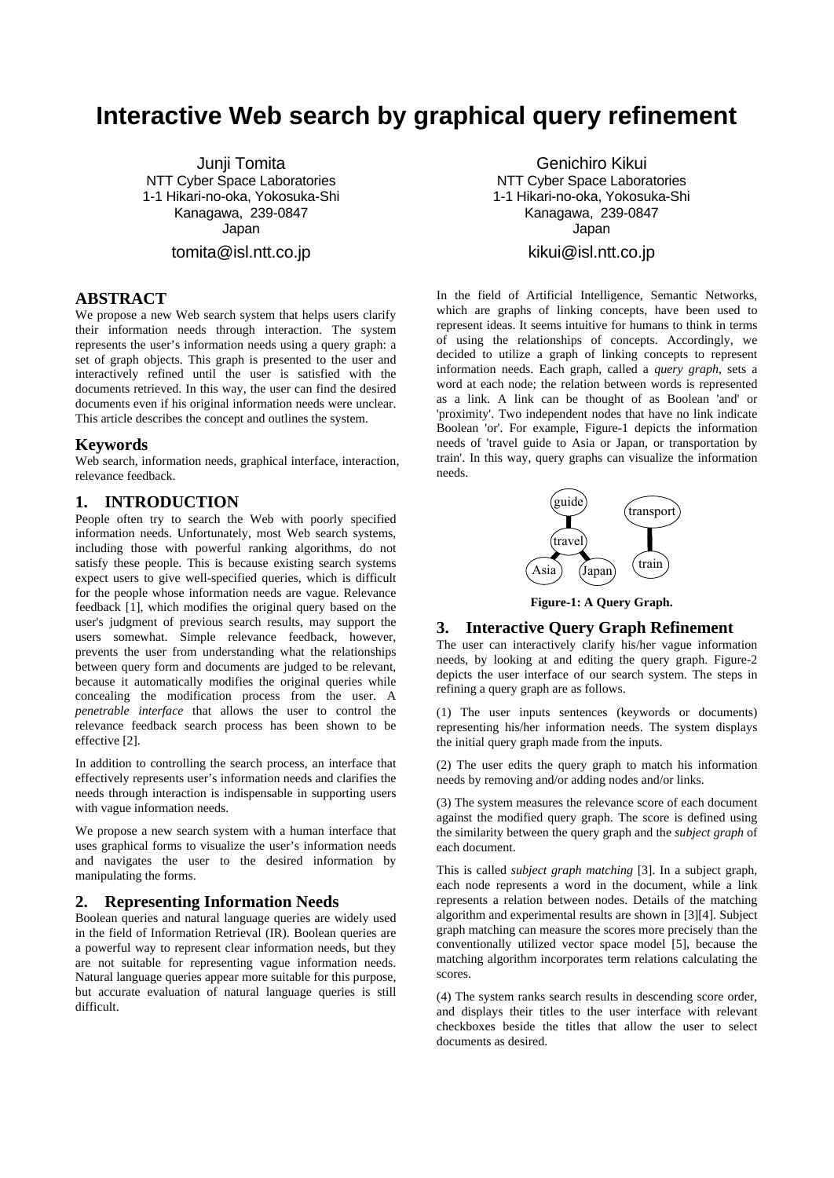# Interactive Web search by graphical query refinement

Junji Tomita
NTT Cyber Space Laboratories
1-1 Hikari-no-oka, Yokosuka-Shi
Kanagawa, 239-0847
Japan
tomita@isl.ntt.co.jp

Genichiro Kikui
NTT Cyber Space Laboratories
1-1 Hikari-no-oka, Yokosuka-Shi
Kanagawa, 239-0847
Japan
kikui@isl.ntt.co.jp

## ABSTRACT

We propose a new Web search system that helps users clarify their information needs through interaction. The system represents the user's information needs using a query graph: a set of graph objects. This graph is presented to the user and interactively refined until the user is satisfied with the documents retrieved. In this way, the user can find the desired documents even if his original information needs were unclear. This article describes the concept and outlines the system.

### Keywords

Web search, information needs, graphical interface, interaction, relevance feedback.

## 1. INTRODUCTION

People often try to search the Web with poorly specified information needs. Unfortunately, most Web search systems, including those with powerful ranking algorithms, do not satisfy these people. This is because existing search systems expect users to give well-specified queries, which is difficult for the people whose information needs are vague. Relevance feedback [1], which modifies the original query based on the user's judgment of previous search results, may support the users somewhat. Simple relevance feedback, however, prevents the user from understanding what the relationships between query form and documents are judged to be relevant, because it automatically modifies the original queries while concealing the modification process from the user. A *penetrable interface* that allows the user to control the relevance feedback search process has been shown to be effective [2].

In addition to controlling the search process, an interface that effectively represents user's information needs and clarifies the needs through interaction is indispensable in supporting users with vague information needs.

We propose a new search system with a human interface that uses graphical forms to visualize the user's information needs and navigates the user to the desired information by manipulating the forms.

## 2. Representing Information Needs

Boolean queries and natural language queries are widely used in the field of Information Retrieval (IR). Boolean queries are a powerful way to represent clear information needs, but they are not suitable for representing vague information needs. Natural language queries appear more suitable for this purpose, but accurate evaluation of natural language queries is still difficult.

In the field of Artificial Intelligence, Semantic Networks, which are graphs of linking concepts, have been used to represent ideas. It seems intuitive for humans to think in terms of using the relationships of concepts. Accordingly, we decided to utilize a graph of linking concepts to represent information needs. Each graph, called a *query graph*, sets a word at each node; the relation between words is represented as a link. A link can be thought of as Boolean 'and' or 'proximity'. Two independent nodes that have no link indicate Boolean 'or'. For example, Figure-1 depicts the information needs of 'travel guide to Asia or Japan, or transportation by train'. In this way, query graphs can visualize the information needs.

**Figure-1: A Query Graph.**

## 3. Interactive Query Graph Refinement

The user can interactively clarify his/her vague information needs, by looking at and editing the query graph. Figure-2 depicts the user interface of our search system. The steps in refining a query graph are as follows.

(1) The user inputs sentences (keywords or documents) representing his/her information needs. The system displays the initial query graph made from the inputs.

(2) The user edits the query graph to match his information needs by removing and/or adding nodes and/or links.

(3) The system measures the relevance score of each document against the modified query graph. The score is defined using the similarity between the query graph and the *subject graph* of each document.

This is called *subject graph matching* [3]. In a subject graph, each node represents a word in the document, while a link represents a relation between nodes. Details of the matching algorithm and experimental results are shown in [3][4]. Subject graph matching can measure the scores more precisely than the conventionally utilized vector space model [5], because the matching algorithm incorporates term relations calculating the scores.

(4) The system ranks search results in descending score order, and displays their titles to the user interface with relevant checkboxes beside the titles that allow the user to select documents as desired.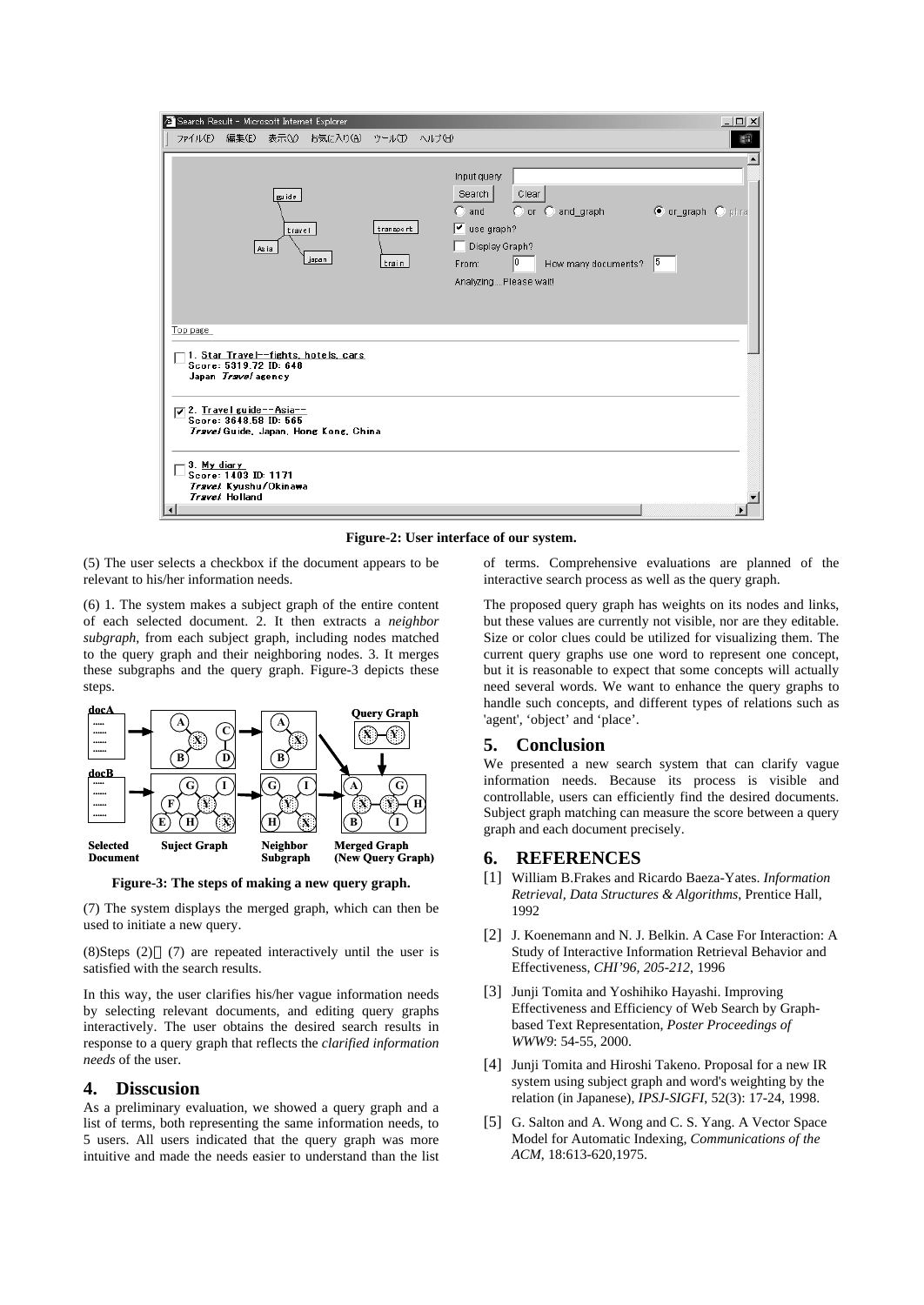Figure-2: User interface of our system.

(5) The user selects a checkbox if the document appears to be relevant to his/her information needs.

(6) 1. The system makes a subject graph of the entire content of each selected document. 2. It then extracts a *neighbor subgraph*, from each subject graph, including nodes matched to the query graph and their neighboring nodes. 3. It merges these subgraphs and the query graph. Figure-3 depicts these steps.

Figure-3: The steps of making a new query graph.

(7) The system displays the merged graph, which can then be used to initiate a new query.

(8)Steps (2)～(7) are repeated interactively until the user is satisfied with the search results.

In this way, the user clarifies his/her vague information needs by selecting relevant documents, and editing query graphs interactively. The user obtains the desired search results in response to a query graph that reflects the *clarified information needs* of the user.

## 4. Disscusion

As a preliminary evaluation, we showed a query graph and a list of terms, both representing the same information needs, to 5 users. All users indicated that the query graph was more intuitive and made the needs easier to understand than the list of terms. Comprehensive evaluations are planned of the interactive search process as well as the query graph.

The proposed query graph has weights on its nodes and links, but these values are currently not visible, nor are they editable. Size or color clues could be utilized for visualizing them. The current query graphs use one word to represent one concept, but it is reasonable to expect that some concepts will actually need several words. We want to enhance the query graphs to handle such concepts, and different types of relations such as 'agent', 'object' and 'place'.

## 5. Conclusion

We presented a new search system that can clarify vague information needs. Because its process is visible and controllable, users can efficiently find the desired documents. Subject graph matching can measure the score between a query graph and each document precisely.

## 6. REFERENCES

[1] William B.Frakes and Ricardo Baeza-Yates. *Information Retrieval, Data Structures & Algorithms*, Prentice Hall, 1992

[2] J. Koenemann and N. J. Belkin. A Case For Interaction: A Study of Interactive Information Retrieval Behavior and Effectiveness, *CHI'96, 205-212*, 1996

[3] Junji Tomita and Yoshihiko Hayashi. Improving Effectiveness and Efficiency of Web Search by Graph-based Text Representation, *Poster Proceedings of WWW9*: 54-55, 2000.

[4] Junji Tomita and Hiroshi Takeno. Proposal for a new IR system using subject graph and word's weighting by the relation (in Japanese), *IPSJ-SIGFI*, 52(3): 17-24, 1998.

[5] G. Salton and A. Wong and C. S. Yang. A Vector Space Model for Automatic Indexing, *Communications of the ACM*, 18:613-620,1975.